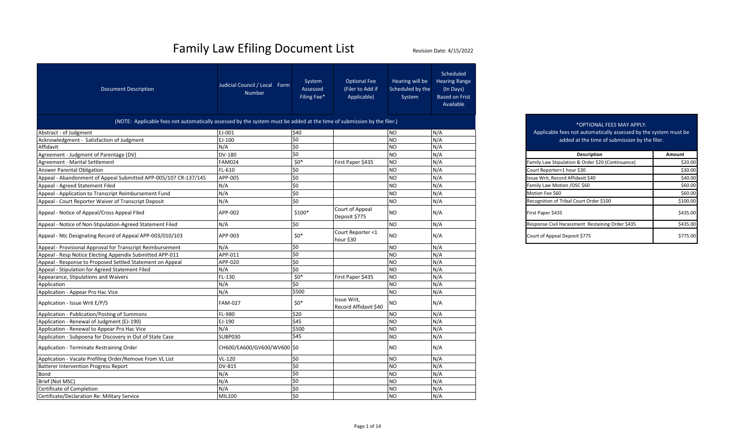# Family Law Efiling Document List

Revision Date: 4/15/2022

| Document Description | Judicial Council / Local Form Number | System Assessed Filing Fee* | Optional Fee (Filer to Add if Applicable) | Hearing will be Scheduled by the System | Scheduled Hearing Range (In Days) Based on Frist Available |
|---|---|---|---|---|---|
| (NOTE: Applicable fees not automatically assessed by the system must be added at the time of submission by the filer.) | | | | | |
| Abstract - of Judgment | EJ-001 | $40 | | NO | N/A |
| Acknowledgment - Satisfaction of Judgment | EJ-100 | $0 | | NO | N/A |
| Affidavit | N/A | $0 | | NO | N/A |
| Agreement - Judgment of Parentage (DV) | DV-180 | $0 | | NO | N/A |
| Agreement - Marital Settlement | FAM024 | $0* | First Paper $435 | NO | N/A |
| Answer Parental Obligation | FL-610 | $0 | | NO | N/A |
| Appeal - Abandonment of Appeal Submitted APP-005/107 CR-137/145 | APP-005 | $0 | | NO | N/A |
| Appeal - Agreed Statement Filed | N/A | $0 | | NO | N/A |
| Appeal - Application to Transcript Reimbursement Fund | N/A | $0 | | NO | N/A |
| Appeal - Court Reporter Waiver of Transcript Deposit | N/A | $0 | | NO | N/A |
| Appeal - Notice of Appeal/Cross Appeal Filed | APP-002 | $100* | Court of Appeal Deposit $775 | NO | N/A |
| Appeal - Notice of Non-Stipulation-Agreed Statement Filed | N/A | $0 | | NO | N/A |
| Appeal - Ntc Designating Record of Appeal APP-003/010/103 | APP-003 | $0* | Court Reporter <1 hour $30 | NO | N/A |
| Appeal - Provisional Approval for Transcript Reimbursement | N/A | $0 | | NO | N/A |
| Appeal - Resp Notice Electing Appendix Submitted APP-011 | APP-011 | $0 | | NO | N/A |
| Appeal - Response to Proposed Settled Statement on Appeal | APP-020 | $0 | | NO | N/A |
| Appeal - Stipulation for Agreed Statement Filed | N/A | $0 | | NO | N/A |
| Appearance, Stipulations and Waivers | FL-130 | $0* | First Paper $435 | NO | N/A |
| Application | N/A | $0 | | NO | N/A |
| Application - Appear Pro Hac Vice | N/A | $500 | | NO | N/A |
| Application - Issue Writ E/P/S | FAM-027 | $0* | Issue Writ, Record Affidavit $40 | NO | N/A |
| Application - Publication/Posting of Summons | FL-980 | $20 | | NO | N/A |
| Application - Renewal of Judgment (EJ-190) | EJ-190 | $45 | | NO | N/A |
| Application - Renewal to Appear Pro Hac Vice | N/A | $500 | | NO | N/A |
| Application - Subpoena for Discovery in Out of State Case | SUBP030 | $45 | | NO | N/A |
| Application - Terminate Restraining Order | CH600/EA600/GV600/WV600 | $0 | | NO | N/A |
| Application - Vacate Prefiling Order/Remove From VL List | VL-120 | $0 | | NO | N/A |
| Batterer Intervention Progress Report | DV-815 | $0 | | NO | N/A |
| Bond | N/A | $0 | | NO | N/A |
| Brief (Not MSC) | N/A | $0 | | NO | N/A |
| Certificate of Completion | N/A | $0 | | NO | N/A |
| Certificate/Declaration Re: Military Service | MIL100 | $0 | | NO | N/A |

*OPTIONAL FEES MAY APPLY.
Applicable fees not automatically assessed by the system must be added at the time of submission by the filer.

| Description | Amount |
|---|---|
| Family Law Stipulation & Order $20 (Continuance) | $20.00 |
| Court Reporter<1 hour $30 | $30.00 |
| Issue Writ, Record Affidavit $40 | $40.00 |
| Family Law Motion /OSC $60 | $60.00 |
| Motion Fee $60 | $60.00 |
| Recognition of Tribal Court Order $100 | $100.00 |
| First Paper $435 | $435.00 |
| Response Civil Harassment Restaining Order $435 | $435.00 |
| Court of Appeal Deposit $775 | $775.00 |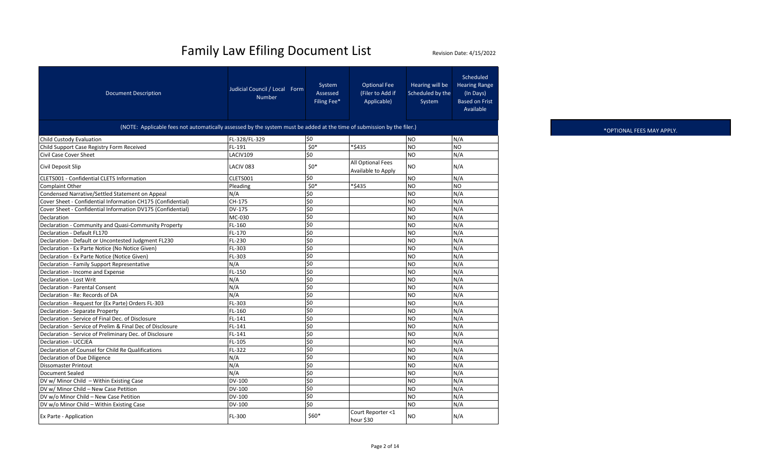# Family Law Efiling Document List

Revision Date: 4/15/2022

| Document Description | Judicial Council / Local Form Number | System Assessed Filing Fee* | Optional Fee (Filer to Add if Applicable) | Hearing will be Scheduled by the System | Scheduled Hearing Range (In Days) Based on Frist Available |
|---|---|---|---|---|---|
| (NOTE: Applicable fees not automatically assessed by the system must be added at the time of submission by the filer.) | | | | | |
| Child Custody Evaluation | FL-328/FL-329 | $0 | | NO | N/A |
| Child Support Case Registry Form Received | FL-191 | $0* | *$435 | NO | NO |
| Civil Case Cover Sheet | LACIV109 | $0 | | NO | N/A |
| Civil Deposit Slip | LACIV 083 | $0* | All Optional Fees Available to Apply | NO | N/A |
| CLETS001 - Confidential CLETS Information | CLETS001 | $0 | | NO | N/A |
| Complaint Other | Pleading | $0* | *$435 | NO | NO |
| Condensed Narrative/Settled Statement on Appeal | N/A | $0 | | NO | N/A |
| Cover Sheet - Confidential Information CH175 (Confidential) | CH-175 | $0 | | NO | N/A |
| Cover Sheet - Confidential Information DV175 (Confidential) | DV-175 | $0 | | NO | N/A |
| Declaration | MC-030 | $0 | | NO | N/A |
| Declaration - Community and Quasi-Community Property | FL-160 | $0 | | NO | N/A |
| Declaration - Default FL170 | FL-170 | $0 | | NO | N/A |
| Declaration - Default or Uncontested Judgment FL230 | FL-230 | $0 | | NO | N/A |
| Declaration - Ex Parte Notice (No Notice Given) | FL-303 | $0 | | NO | N/A |
| Declaration - Ex Parte Notice (Notice Given) | FL-303 | $0 | | NO | N/A |
| Declaration - Family Support Representative | N/A | $0 | | NO | N/A |
| Declaration - Income and Expense | FL-150 | $0 | | NO | N/A |
| Declaration - Lost Writ | N/A | $0 | | NO | N/A |
| Declaration - Parental Consent | N/A | $0 | | NO | N/A |
| Declaration - Re: Records of DA | N/A | $0 | | NO | N/A |
| Declaration - Request for (Ex Parte) Orders FL-303 | FL-303 | $0 | | NO | N/A |
| Declaration - Separate Property | FL-160 | $0 | | NO | N/A |
| Declaration - Service of Final Dec. of Disclosure | FL-141 | $0 | | NO | N/A |
| Declaration - Service of Prelim & Final Dec of Disclosure | FL-141 | $0 | | NO | N/A |
| Declaration - Service of Preliminary Dec. of Disclosure | FL-141 | $0 | | NO | N/A |
| Declaration - UCCJEA | FL-105 | $0 | | NO | N/A |
| Declaration of Counsel for Child Re Qualifications | FL-322 | $0 | | NO | N/A |
| Declaration of Due Diligence | N/A | $0 | | NO | N/A |
| Dissomaster Printout | N/A | $0 | | NO | N/A |
| Document Sealed | N/A | $0 | | NO | N/A |
| DV w/ Minor Child – Within Existing Case | DV-100 | $0 | | NO | N/A |
| DV w/ Minor Child – New Case Petition | DV-100 | $0 | | NO | N/A |
| DV w/o Minor Child – New Case Petition | DV-100 | $0 | | NO | N/A |
| DV w/o Minor Child – Within Existing Case | DV-100 | $0 | | NO | N/A |
| Ex Parte - Application | FL-300 | $60* | Court Reporter <1 hour $30 | NO | N/A |

*OPTIONAL FEES MAY APPLY.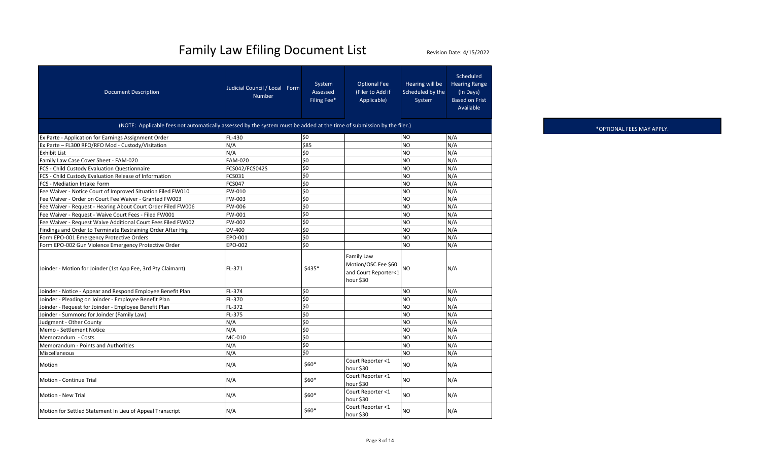# Family Law Efiling Document List

Revision Date: 4/15/2022

| Document Description | Judicial Council / Local Form Number | System Assessed Filing Fee* | Optional Fee (Filer to Add if Applicable) | Hearing will be Scheduled by the System | Scheduled Hearing Range (In Days) Based on Frist Available |
|---|---|---|---|---|---|
| (NOTE: Applicable fees not automatically assessed by the system must be added at the time of submission by the filer.) | | | | | |
| Ex Parte - Application for Earnings Assignment Order | FL-430 | $0 | | NO | N/A |
| Ex Parte – FL300 RFO/RFO Mod - Custody/Visitation | N/A | $85 | | NO | N/A |
| Exhibit List | N/A | $0 | | NO | N/A |
| Family Law Case Cover Sheet - FAM-020 | FAM-020 | $0 | | NO | N/A |
| FCS - Child Custody Evaluation Questionnaire | FCS042/FCS042S | $0 | | NO | N/A |
| FCS - Child Custody Evaluation Release of Information | FCS031 | $0 | | NO | N/A |
| FCS - Mediation Intake Form | FCS047 | $0 | | NO | N/A |
| Fee Waiver - Notice Court of Improved Situation Filed FW010 | FW-010 | $0 | | NO | N/A |
| Fee Waiver - Order on Court Fee Waiver - Granted FW003 | FW-003 | $0 | | NO | N/A |
| Fee Waiver - Request - Hearing About Court Order Filed FW006 | FW-006 | $0 | | NO | N/A |
| Fee Waiver - Request - Waive Court Fees - Filed FW001 | FW-001 | $0 | | NO | N/A |
| Fee Waiver - Request Waive Additional Court Fees Filed FW002 | FW-002 | $0 | | NO | N/A |
| Findings and Order to Terminate Restraining Order After Hrg | DV-400 | $0 | | NO | N/A |
| Form EPO-001 Emergency Protective Orders | EPO-001 | $0 | | NO | N/A |
| Form EPO-002 Gun Violence Emergency Protective Order | EPO-002 | $0 | | NO | N/A |
| Joinder - Motion for Joinder (1st App Fee, 3rd Pty Claimant) | FL-371 | $435* | Family Law Motion/OSC Fee $60 and Court Reporter<1 hour $30 | NO | N/A |
| Joinder - Notice - Appear and Respond Employee Benefit Plan | FL-374 | $0 | | NO | N/A |
| Joinder - Pleading on Joinder - Employee Benefit Plan | FL-370 | $0 | | NO | N/A |
| Joinder - Request for Joinder - Employee Benefit Plan | FL-372 | $0 | | NO | N/A |
| Joinder - Summons for Joinder (Family Law) | FL-375 | $0 | | NO | N/A |
| Judgment - Other County | N/A | $0 | | NO | N/A |
| Memo - Settlement Notice | N/A | $0 | | NO | N/A |
| Memorandum - Costs | MC-010 | $0 | | NO | N/A |
| Memorandum - Points and Authorities | N/A | $0 | | NO | N/A |
| Miscellaneous | N/A | $0 | | NO | N/A |
| Motion | N/A | $60* | Court Reporter <1 hour $30 | NO | N/A |
| Motion - Continue Trial | N/A | $60* | Court Reporter <1 hour $30 | NO | N/A |
| Motion - New Trial | N/A | $60* | Court Reporter <1 hour $30 | NO | N/A |
| Motion for Settled Statement In Lieu of Appeal Transcript | N/A | $60* | Court Reporter <1 hour $30 | NO | N/A |

*OPTIONAL FEES MAY APPLY.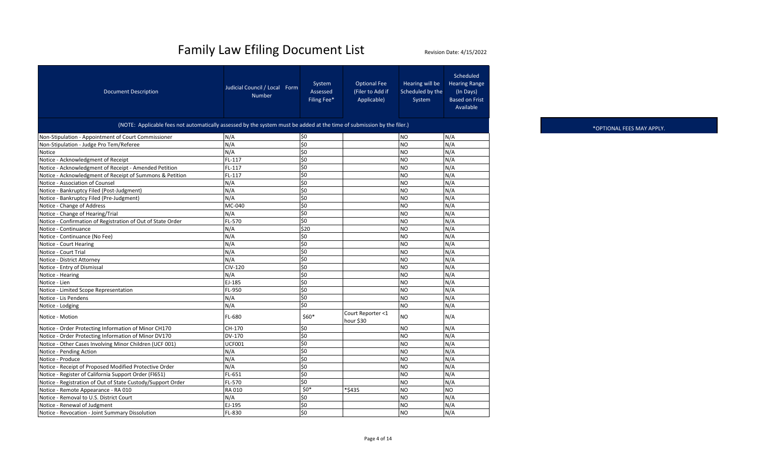# Family Law Efiling Document List

Revision Date: 4/15/2022

| Document Description | Judicial Council / Local Form Number | System Assessed Filing Fee* | Optional Fee (Filer to Add if Applicable) | Hearing will be Scheduled by the System | Scheduled Hearing Range (In Days) Based on Frist Available |
|---|---|---|---|---|---|
| (NOTE: Applicable fees not automatically assessed by the system must be added at the time of submission by the filer.) | | | | | |
| Non-Stipulation - Appointment of Court Commissioner | N/A | $0 | | NO | N/A |
| Non-Stipulation - Judge Pro Tem/Referee | N/A | $0 | | NO | N/A |
| Notice | N/A | $0 | | NO | N/A |
| Notice - Acknowledgment of Receipt | FL-117 | $0 | | NO | N/A |
| Notice - Acknowledgment of Receipt - Amended Petition | FL-117 | $0 | | NO | N/A |
| Notice - Acknowledgment of Receipt of Summons & Petition | FL-117 | $0 | | NO | N/A |
| Notice - Association of Counsel | N/A | $0 | | NO | N/A |
| Notice - Bankruptcy Filed (Post-Judgment) | N/A | $0 | | NO | N/A |
| Notice - Bankruptcy Filed (Pre-Judgment) | N/A | $0 | | NO | N/A |
| Notice - Change of Address | MC-040 | $0 | | NO | N/A |
| Notice - Change of Hearing/Trial | N/A | $0 | | NO | N/A |
| Notice - Confirmation of Registration of Out of State Order | FL-570 | $0 | | NO | N/A |
| Notice - Continuance | N/A | $20 | | NO | N/A |
| Notice - Continuance (No Fee) | N/A | $0 | | NO | N/A |
| Notice - Court Hearing | N/A | $0 | | NO | N/A |
| Notice - Court Trial | N/A | $0 | | NO | N/A |
| Notice - District Attorney | N/A | $0 | | NO | N/A |
| Notice - Entry of Dismissal | CIV-120 | $0 | | NO | N/A |
| Notice - Hearing | N/A | $0 | | NO | N/A |
| Notice - Lien | EJ-185 | $0 | | NO | N/A |
| Notice - Limited Scope Representation | FL-950 | $0 | | NO | N/A |
| Notice - Lis Pendens | N/A | $0 | | NO | N/A |
| Notice - Lodging | N/A | $0 | | NO | N/A |
| Notice - Motion | FL-680 | $60* | Court Reporter <1 hour $30 | NO | N/A |
| Notice - Order Protecting Information of Minor CH170 | CH-170 | $0 | | NO | N/A |
| Notice - Order Protecting Information of Minor DV170 | DV-170 | $0 | | NO | N/A |
| Notice - Other Cases Involving Minor Children (UCF 001) | UCF001 | $0 | | NO | N/A |
| Notice - Pending Action | N/A | $0 | | NO | N/A |
| Notice - Produce | N/A | $0 | | NO | N/A |
| Notice - Receipt of Proposed Modified Protective Order | N/A | $0 | | NO | N/A |
| Notice - Register of California Support Order (Fl651) | FL-651 | $0 | | NO | N/A |
| Notice - Registration of Out of State Custody/Support Order | FL-570 | $0 | | NO | N/A |
| Notice - Remote Appearance - RA 010 | RA 010 | $0* | *$435 | NO | NO |
| Notice - Removal to U.S. District Court | N/A | $0 | | NO | N/A |
| Notice - Renewal of Judgment | EJ-195 | $0 | | NO | N/A |
| Notice - Revocation - Joint Summary Dissolution | FL-830 | $0 | | NO | N/A |

*OPTIONAL FEES MAY APPLY.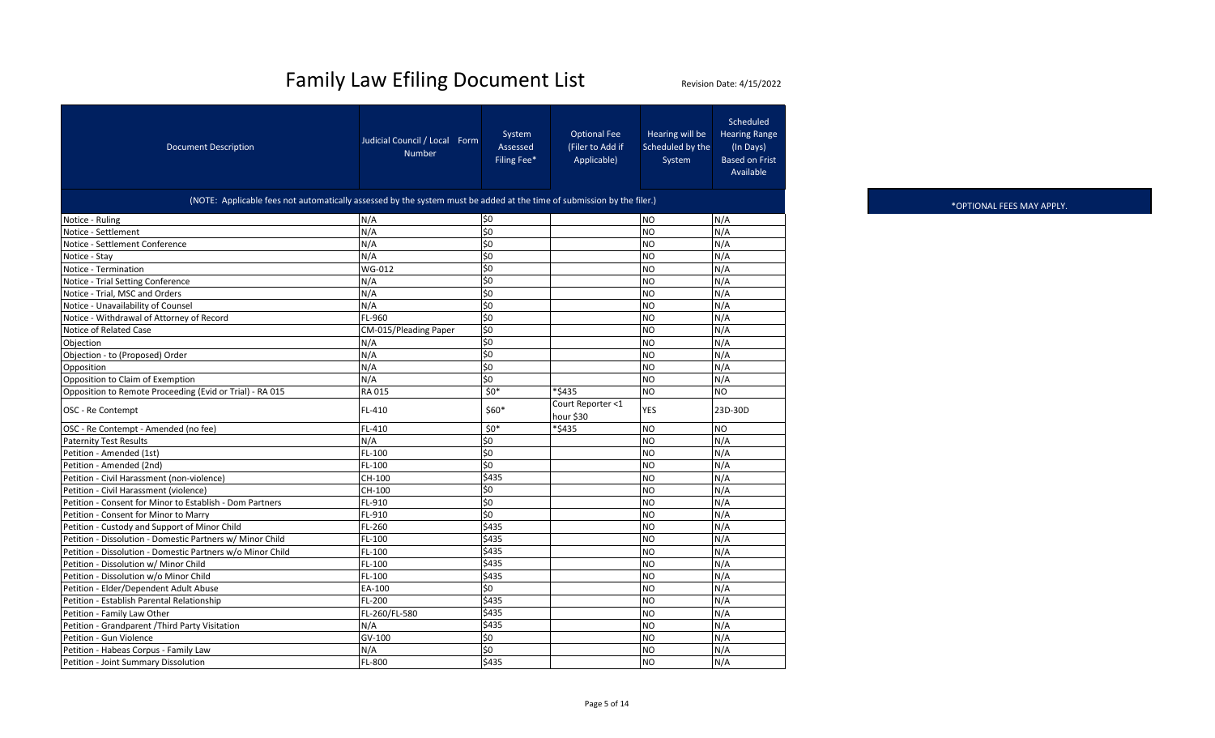# Family Law Efiling Document List

Revision Date: 4/15/2022

| Document Description | Judicial Council / Local Form Number | System Assessed Filing Fee* | Optional Fee (Filer to Add if Applicable) | Hearing will be Scheduled by the System | Scheduled Hearing Range (In Days) Based on Frist Available |
|---|---|---|---|---|---|
| (NOTE: Applicable fees not automatically assessed by the system must be added at the time of submission by the filer.) | | | | | |
| Notice - Ruling | N/A | $0 | | NO | N/A |
| Notice - Settlement | N/A | $0 | | NO | N/A |
| Notice - Settlement Conference | N/A | $0 | | NO | N/A |
| Notice - Stay | N/A | $0 | | NO | N/A |
| Notice - Termination | WG-012 | $0 | | NO | N/A |
| Notice - Trial Setting Conference | N/A | $0 | | NO | N/A |
| Notice - Trial, MSC and Orders | N/A | $0 | | NO | N/A |
| Notice - Unavailability of Counsel | N/A | $0 | | NO | N/A |
| Notice - Withdrawal of Attorney of Record | FL-960 | $0 | | NO | N/A |
| Notice of Related Case | CM-015/Pleading Paper | $0 | | NO | N/A |
| Objection | N/A | $0 | | NO | N/A |
| Objection - to (Proposed) Order | N/A | $0 | | NO | N/A |
| Opposition | N/A | $0 | | NO | N/A |
| Opposition to Claim of Exemption | N/A | $0 | | NO | N/A |
| Opposition to Remote Proceeding (Evid or Trial) - RA 015 | RA 015 | $0* | *$435 | NO | NO |
| OSC - Re Contempt | FL-410 | $60* | Court Reporter <1 hour $30 | YES | 23D-30D |
| OSC - Re Contempt - Amended (no fee) | FL-410 | $0* | *$435 | NO | NO |
| Paternity Test Results | N/A | $0 | | NO | N/A |
| Petition - Amended (1st) | FL-100 | $0 | | NO | N/A |
| Petition - Amended (2nd) | FL-100 | $0 | | NO | N/A |
| Petition - Civil Harassment (non-violence) | CH-100 | $435 | | NO | N/A |
| Petition - Civil Harassment (violence) | CH-100 | $0 | | NO | N/A |
| Petition - Consent for Minor to Establish - Dom Partners | FL-910 | $0 | | NO | N/A |
| Petition - Consent for Minor to Marry | FL-910 | $0 | | NO | N/A |
| Petition - Custody and Support of Minor Child | FL-260 | $435 | | NO | N/A |
| Petition - Dissolution - Domestic Partners w/ Minor Child | FL-100 | $435 | | NO | N/A |
| Petition - Dissolution - Domestic Partners w/o Minor Child | FL-100 | $435 | | NO | N/A |
| Petition - Dissolution w/ Minor Child | FL-100 | $435 | | NO | N/A |
| Petition - Dissolution w/o Minor Child | FL-100 | $435 | | NO | N/A |
| Petition - Elder/Dependent Adult Abuse | EA-100 | $0 | | NO | N/A |
| Petition - Establish Parental Relationship | FL-200 | $435 | | NO | N/A |
| Petition - Family Law Other | FL-260/FL-580 | $435 | | NO | N/A |
| Petition - Grandparent /Third Party Visitation | N/A | $435 | | NO | N/A |
| Petition - Gun Violence | GV-100 | $0 | | NO | N/A |
| Petition - Habeas Corpus - Family Law | N/A | $0 | | NO | N/A |
| Petition - Joint Summary Dissolution | FL-800 | $435 | | NO | N/A |

*OPTIONAL FEES MAY APPLY.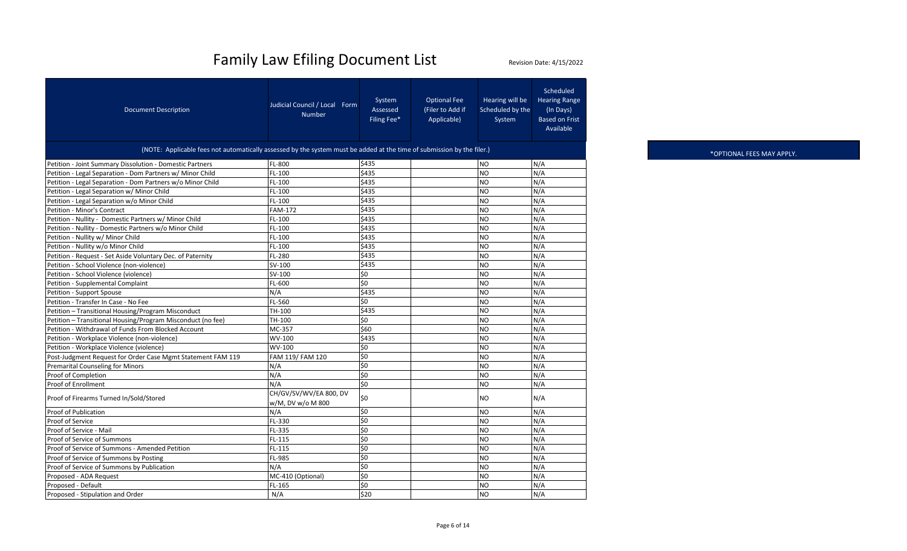# Family Law Efiling Document List

Revision Date: 4/15/2022

| Document Description | Judicial Council / Local Form Number | System Assessed Filing Fee* | Optional Fee (Filer to Add if Applicable) | Hearing will be Scheduled by the System | Scheduled Hearing Range (In Days) Based on Frist Available |
|---|---|---|---|---|---|
| (NOTE: Applicable fees not automatically assessed by the system must be added at the time of submission by the filer.) | | | | | |
| Petition - Joint Summary Dissolution - Domestic Partners | FL-800 | $435 | | NO | N/A |
| Petition - Legal Separation - Dom Partners w/ Minor Child | FL-100 | $435 | | NO | N/A |
| Petition - Legal Separation - Dom Partners w/o Minor Child | FL-100 | $435 | | NO | N/A |
| Petition - Legal Separation w/ Minor Child | FL-100 | $435 | | NO | N/A |
| Petition - Legal Separation w/o Minor Child | FL-100 | $435 | | NO | N/A |
| Petition - Minor's Contract | FAM-172 | $435 | | NO | N/A |
| Petition - Nullity - Domestic Partners w/ Minor Child | FL-100 | $435 | | NO | N/A |
| Petition - Nullity - Domestic Partners w/o Minor Child | FL-100 | $435 | | NO | N/A |
| Petition - Nullity w/ Minor Child | FL-100 | $435 | | NO | N/A |
| Petition - Nullity w/o Minor Child | FL-100 | $435 | | NO | N/A |
| Petition - Request - Set Aside Voluntary Dec. of Paternity | FL-280 | $435 | | NO | N/A |
| Petition - School Violence (non-violence) | SV-100 | $435 | | NO | N/A |
| Petition - School Violence (violence) | SV-100 | $0 | | NO | N/A |
| Petition - Supplemental Complaint | FL-600 | $0 | | NO | N/A |
| Petition - Support Spouse | N/A | $435 | | NO | N/A |
| Petition - Transfer In Case - No Fee | FL-560 | $0 | | NO | N/A |
| Petition – Transitional Housing/Program Misconduct | TH-100 | $435 | | NO | N/A |
| Petition – Transitional Housing/Program Misconduct (no fee) | TH-100 | $0 | | NO | N/A |
| Petition - Withdrawal of Funds From Blocked Account | MC-357 | $60 | | NO | N/A |
| Petition - Workplace Violence (non-violence) | WV-100 | $435 | | NO | N/A |
| Petition - Workplace Violence (violence) | WV-100 | $0 | | NO | N/A |
| Post-Judgment Request for Order Case Mgmt Statement FAM 119 | FAM 119/ FAM 120 | $0 | | NO | N/A |
| Premarital Counseling for Minors | N/A | $0 | | NO | N/A |
| Proof of Completion | N/A | $0 | | NO | N/A |
| Proof of Enrollment | N/A | $0 | | NO | N/A |
| Proof of Firearms Turned In/Sold/Stored | CH/GV/SV/WV/EA 800, DV w/M, DV w/o M 800 | $0 | | NO | N/A |
| Proof of Publication | N/A | $0 | | NO | N/A |
| Proof of Service | FL-330 | $0 | | NO | N/A |
| Proof of Service - Mail | FL-335 | $0 | | NO | N/A |
| Proof of Service of Summons | FL-115 | $0 | | NO | N/A |
| Proof of Service of Summons - Amended Petition | FL-115 | $0 | | NO | N/A |
| Proof of Service of Summons by Posting | FL-985 | $0 | | NO | N/A |
| Proof of Service of Summons by Publication | N/A | $0 | | NO | N/A |
| Proposed - ADA Request | MC-410 (Optional) | $0 | | NO | N/A |
| Proposed - Default | FL-165 | $0 | | NO | N/A |
| Proposed - Stipulation and Order | N/A | $20 | | NO | N/A |

*OPTIONAL FEES MAY APPLY.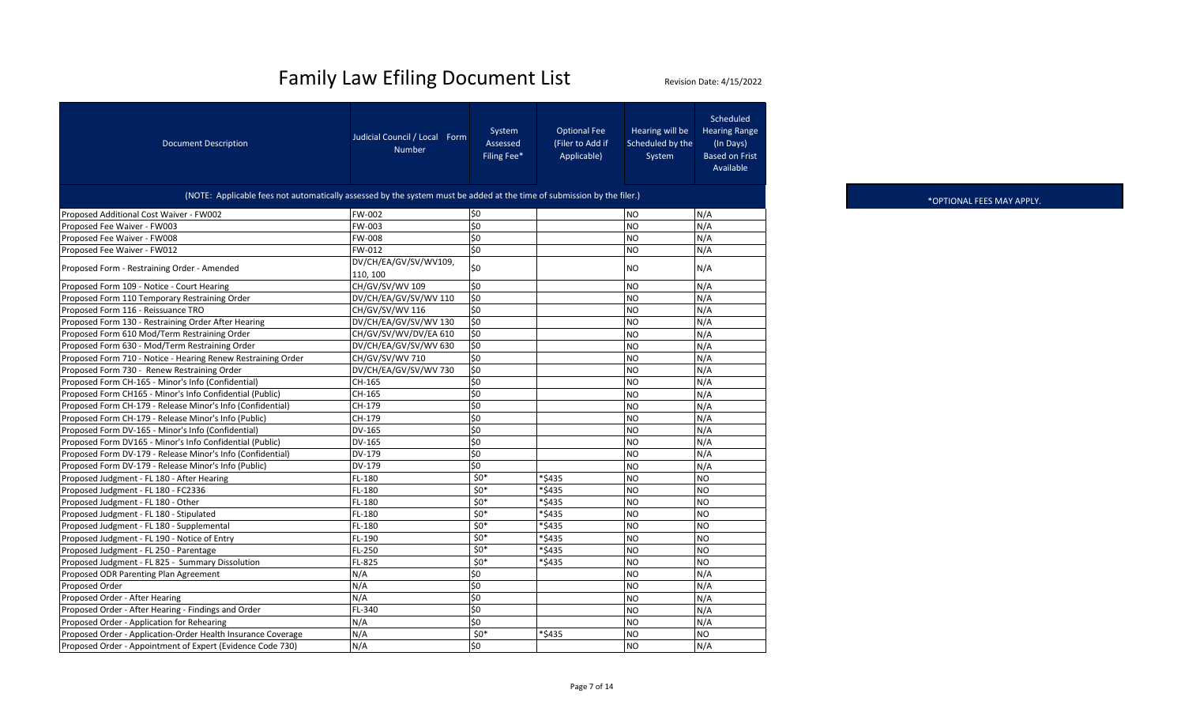# Family Law Efiling Document List

Revision Date: 4/15/2022

| Document Description | Judicial Council / Local Form Number | System Assessed Filing Fee* | Optional Fee (Filer to Add if Applicable) | Hearing will be Scheduled by the System | Scheduled Hearing Range (In Days) Based on Frist Available |
|---|---|---|---|---|---|
| (NOTE: Applicable fees not automatically assessed by the system must be added at the time of submission by the filer.) | | | | | |
| Proposed Additional Cost Waiver - FW002 | FW-002 | $0 | | NO | N/A |
| Proposed Fee Waiver - FW003 | FW-003 | $0 | | NO | N/A |
| Proposed Fee Waiver - FW008 | FW-008 | $0 | | NO | N/A |
| Proposed Fee Waiver - FW012 | FW-012 | $0 | | NO | N/A |
| Proposed Form - Restraining Order - Amended | DV/CH/EA/GV/SV/WV109, 110, 100 | $0 | | NO | N/A |
| Proposed Form 109 - Notice - Court Hearing | CH/GV/SV/WV 109 | $0 | | NO | N/A |
| Proposed Form 110 Temporary Restraining Order | DV/CH/EA/GV/SV/WV 110 | $0 | | NO | N/A |
| Proposed Form 116 - Reissuance TRO | CH/GV/SV/WV 116 | $0 | | NO | N/A |
| Proposed Form 130 - Restraining Order After Hearing | DV/CH/EA/GV/SV/WV 130 | $0 | | NO | N/A |
| Proposed Form 610 Mod/Term Restraining Order | CH/GV/SV/WV/DV/EA 610 | $0 | | NO | N/A |
| Proposed Form 630 - Mod/Term Restraining Order | DV/CH/EA/GV/SV/WV 630 | $0 | | NO | N/A |
| Proposed Form 710 - Notice - Hearing Renew Restraining Order | CH/GV/SV/WV 710 | $0 | | NO | N/A |
| Proposed Form 730 - Renew Restraining Order | DV/CH/EA/GV/SV/WV 730 | $0 | | NO | N/A |
| Proposed Form CH-165 - Minor's Info (Confidential) | CH-165 | $0 | | NO | N/A |
| Proposed Form CH165 - Minor's Info Confidential (Public) | CH-165 | $0 | | NO | N/A |
| Proposed Form CH-179 - Release Minor's Info (Confidential) | CH-179 | $0 | | NO | N/A |
| Proposed Form CH-179 - Release Minor's Info (Public) | CH-179 | $0 | | NO | N/A |
| Proposed Form DV-165 - Minor's Info (Confidential) | DV-165 | $0 | | NO | N/A |
| Proposed Form DV165 - Minor's Info Confidential (Public) | DV-165 | $0 | | NO | N/A |
| Proposed Form DV-179 - Release Minor's Info (Confidential) | DV-179 | $0 | | NO | N/A |
| Proposed Form DV-179 - Release Minor's Info (Public) | DV-179 | $0 | | NO | N/A |
| Proposed Judgment - FL 180 - After Hearing | FL-180 | $0* | *$435 | NO | NO |
| Proposed Judgment - FL 180 - FC2336 | FL-180 | $0* | *$435 | NO | NO |
| Proposed Judgment - FL 180 - Other | FL-180 | $0* | *$435 | NO | NO |
| Proposed Judgment - FL 180 - Stipulated | FL-180 | $0* | *$435 | NO | NO |
| Proposed Judgment - FL 180 - Supplemental | FL-180 | $0* | *$435 | NO | NO |
| Proposed Judgment - FL 190 - Notice of Entry | FL-190 | $0* | *$435 | NO | NO |
| Proposed Judgment - FL 250 - Parentage | FL-250 | $0* | *$435 | NO | NO |
| Proposed Judgment - FL 825 - Summary Dissolution | FL-825 | $0* | *$435 | NO | NO |
| Proposed ODR Parenting Plan Agreement | N/A | $0 | | NO | N/A |
| Proposed Order | N/A | $0 | | NO | N/A |
| Proposed Order - After Hearing | N/A | $0 | | NO | N/A |
| Proposed Order - After Hearing - Findings and Order | FL-340 | $0 | | NO | N/A |
| Proposed Order - Application for Rehearing | N/A | $0 | | NO | N/A |
| Proposed Order - Application-Order Health Insurance Coverage | N/A | $0* | *$435 | NO | NO |
| Proposed Order - Appointment of Expert (Evidence Code 730) | N/A | $0 | | NO | N/A |

*OPTIONAL FEES MAY APPLY.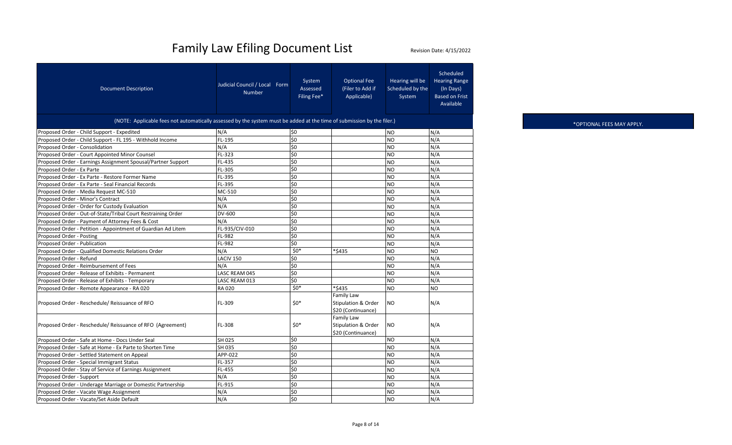# Family Law Efiling Document List

Revision Date: 4/15/2022

| Document Description | Judicial Council / Local Form Number | System Assessed Filing Fee* | Optional Fee (Filer to Add if Applicable) | Hearing will be Scheduled by the System | Scheduled Hearing Range (In Days) Based on Frist Available |
|---|---|---|---|---|---|
| (NOTE: Applicable fees not automatically assessed by the system must be added at the time of submission by the filer.) | | | | | |
| Proposed Order - Child Support - Expedited | N/A | $0 | | NO | N/A |
| Proposed Order - Child Support - FL 195 - Withhold Income | FL-195 | $0 | | NO | N/A |
| Proposed Order - Consolidation | N/A | $0 | | NO | N/A |
| Proposed Order - Court Appointed Minor Counsel | FL-323 | $0 | | NO | N/A |
| Proposed Order - Earnings Assignment Spousal/Partner Support | FL-435 | $0 | | NO | N/A |
| Proposed Order - Ex Parte | FL-305 | $0 | | NO | N/A |
| Proposed Order - Ex Parte - Restore Former Name | FL-395 | $0 | | NO | N/A |
| Proposed Order - Ex Parte - Seal Financial Records | FL-395 | $0 | | NO | N/A |
| Proposed Order - Media Request MC-510 | MC-510 | $0 | | NO | N/A |
| Proposed Order - Minor's Contract | N/A | $0 | | NO | N/A |
| Proposed Order - Order for Custody Evaluation | N/A | $0 | | NO | N/A |
| Proposed Order - Out-of-State/Tribal Court Restraining Order | DV-600 | $0 | | NO | N/A |
| Proposed Order - Payment of Attorney Fees & Cost | N/A | $0 | | NO | N/A |
| Proposed Order - Petition - Appointment of Guardian Ad Litem | FL-935/CIV-010 | $0 | | NO | N/A |
| Proposed Order - Posting | FL-982 | $0 | | NO | N/A |
| Proposed Order - Publication | FL-982 | $0 | | NO | N/A |
| Proposed Order - Qualified Domestic Relations Order | N/A | $0* | *$435 | NO | NO |
| Proposed Order - Refund | LACIV 150 | $0 | | NO | N/A |
| Proposed Order - Reimbursement of Fees | N/A | $0 | | NO | N/A |
| Proposed Order - Release of Exhibits - Permanent | LASC REAM 045 | $0 | | NO | N/A |
| Proposed Order - Release of Exhibits - Temporary | LASC REAM 013 | $0 | | NO | N/A |
| Proposed Order - Remote Appearance - RA 020 | RA 020 | $0* | *$435 | NO | NO |
| Proposed Order - Reschedule/ Reissuance of RFO | FL-309 | $0* | Family Law Stipulation & Order $20 (Continuance) | NO | N/A |
| Proposed Order - Reschedule/ Reissuance of RFO (Agreement) | FL-308 | $0* | Family Law Stipulation & Order $20 (Continuance) | NO | N/A |
| Proposed Order - Safe at Home - Docs Under Seal | SH 025 | $0 | | NO | N/A |
| Proposed Order - Safe at Home - Ex Parte to Shorten Time | SH 035 | $0 | | NO | N/A |
| Proposed Order - Settled Statement on Appeal | APP-022 | $0 | | NO | N/A |
| Proposed Order - Special Immigrant Status | FL-357 | $0 | | NO | N/A |
| Proposed Order - Stay of Service of Earnings Assignment | FL-455 | $0 | | NO | N/A |
| Proposed Order - Support | N/A | $0 | | NO | N/A |
| Proposed Order - Underage Marriage or Domestic Partnership | FL-915 | $0 | | NO | N/A |
| Proposed Order - Vacate Wage Assignment | N/A | $0 | | NO | N/A |
| Proposed Order - Vacate/Set Aside Default | N/A | $0 | | NO | N/A |

*OPTIONAL FEES MAY APPLY.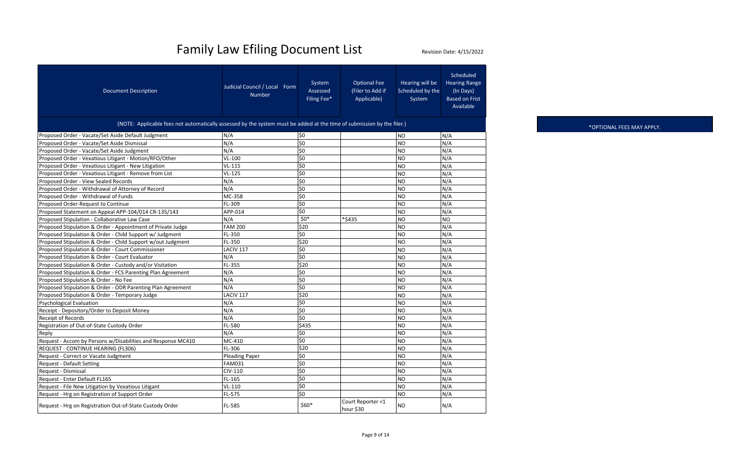# Family Law Efiling Document List

Revision Date: 4/15/2022

| Document Description | Judicial Council / Local Form Number | System Assessed Filing Fee* | Optional Fee (Filer to Add if Applicable) | Hearing will be Scheduled by the System | Scheduled Hearing Range (In Days) Based on Frist Available |
|---|---|---|---|---|---|
| (NOTE: Applicable fees not automatically assessed by the system must be added at the time of submission by the filer.) | | | | | |
| Proposed Order - Vacate/Set Aside Default Judgment | N/A | $0 | | NO | N/A |
| Proposed Order - Vacate/Set Aside Dismissal | N/A | $0 | | NO | N/A |
| Proposed Order - Vacate/Set Aside Judgment | N/A | $0 | | NO | N/A |
| Proposed Order - Vexatious Litigant - Motion/RFO/Other | VL-100 | $0 | | NO | N/A |
| Proposed Order - Vexatious Litigant - New Litigation | VL-115 | $0 | | NO | N/A |
| Proposed Order - Vexatious Litigant - Remove from List | VL-125 | $0 | | NO | N/A |
| Proposed Order - View Sealed Records | N/A | $0 | | NO | N/A |
| Proposed Order - Withdrawal of Attorney of Record | N/A | $0 | | NO | N/A |
| Proposed Order - Withdrawal of Funds | MC-358 | $0 | | NO | N/A |
| Proposed Order-Request to Continue | FL-309 | $0 | | NO | N/A |
| Proposed Statement on Appeal APP-104/014 CR-135/143 | APP-014 | $0 | | NO | N/A |
| Proposed Stipulation - Collaborative Law Case | N/A | $0* | *$435 | NO | NO |
| Proposed Stipulation & Order - Appointment of Private Judge | FAM 200 | $20 | | NO | N/A |
| Proposed Stipulation & Order - Child Support w/ Judgment | FL-350 | $0 | | NO | N/A |
| Proposed Stipulation & Order - Child Support w/out Judgment | FL-350 | $20 | | NO | N/A |
| Proposed Stipulation & Order - Court Commissioner | LACIV 117 | $0 | | NO | N/A |
| Proposed Stipulation & Order - Court Evaluator | N/A | $0 | | NO | N/A |
| Proposed Stipulation & Order - Custody and/or Visitation | FL-355 | $20 | | NO | N/A |
| Proposed Stipulation & Order - FCS Parenting Plan Agreement | N/A | $0 | | NO | N/A |
| Proposed Stipulation & Order - No Fee | N/A | $0 | | NO | N/A |
| Proposed Stipulation & Order - ODR Parenting Plan Agreement | N/A | $0 | | NO | N/A |
| Proposed Stipulation & Order - Temporary Judge | LACIV 117 | $20 | | NO | N/A |
| Psychological Evaluation | N/A | $0 | | NO | N/A |
| Receipt - Depository/Order to Deposit Money | N/A | $0 | | NO | N/A |
| Receipt of Records | N/A | $0 | | NO | N/A |
| Registration of Out-of-State Custody Order | FL-580 | $435 | | NO | N/A |
| Reply | N/A | $0 | | NO | N/A |
| Request - Accom by Persons w/Disabilities and Response MC410 | MC-410 | $0 | | NO | N/A |
| REQUEST - CONTINUE HEARING (FL306) | FL-306 | $20 | | NO | N/A |
| Request - Correct or Vacate Judgment | Pleading Paper | $0 | | NO | N/A |
| Request - Default Setting | FAM031 | $0 | | NO | N/A |
| Request - Dismissal | CIV-110 | $0 | | NO | N/A |
| Request - Enter Default FL165 | FL-165 | $0 | | NO | N/A |
| Request - File New Litigation by Vexatious Litigant | VL-110 | $0 | | NO | N/A |
| Request - Hrg on Registration of Support Order | FL-575 | $0 | | NO | N/A |
| Request - Hrg on Registration Out-of-State Custody Order | FL-585 | $60* | Court Reporter <1 hour $30 | NO | N/A |

*OPTIONAL FEES MAY APPLY.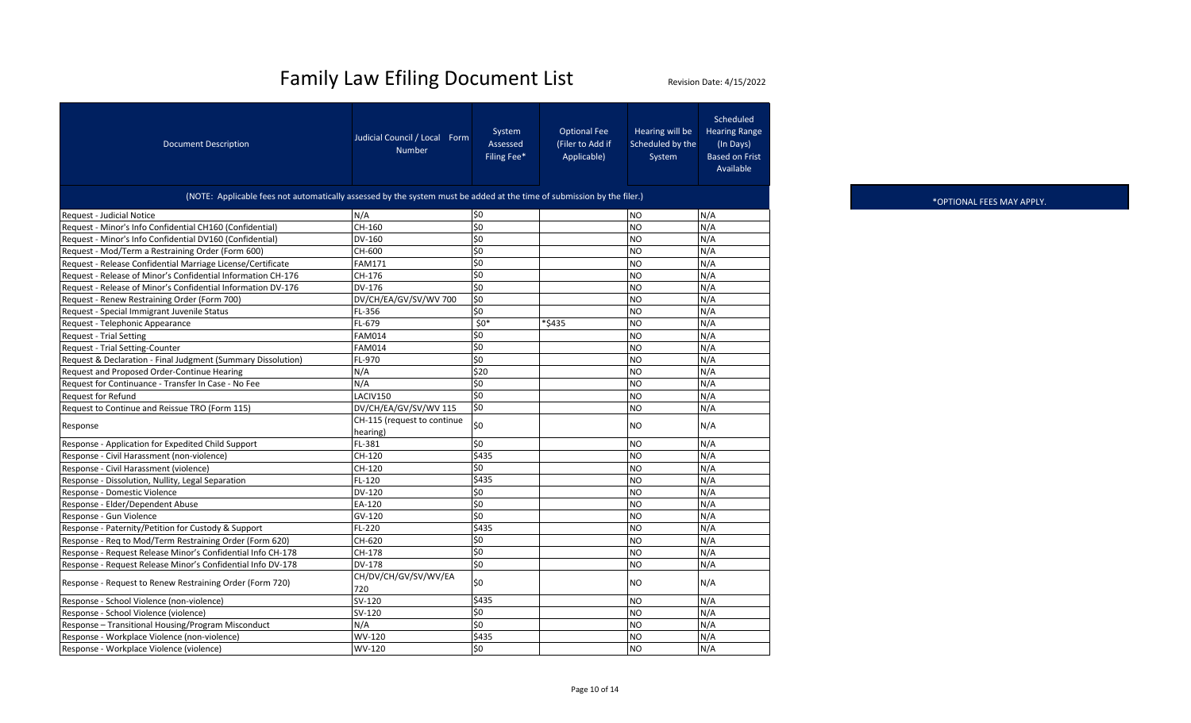# Family Law Efiling Document List

Revision Date: 4/15/2022

| Document Description | Judicial Council / Local Form Number | System Assessed Filing Fee* | Optional Fee (Filer to Add if Applicable) | Hearing will be Scheduled by the System | Scheduled Hearing Range (In Days) Based on Frist Available |
|---|---|---|---|---|---|
| (NOTE: Applicable fees not automatically assessed by the system must be added at the time of submission by the filer.) | | | | | |
| Request - Judicial Notice | N/A | $0 | | NO | N/A |
| Request - Minor's Info Confidential CH160 (Confidential) | CH-160 | $0 | | NO | N/A |
| Request - Minor's Info Confidential DV160 (Confidential) | DV-160 | $0 | | NO | N/A |
| Request - Mod/Term a Restraining Order (Form 600) | CH-600 | $0 | | NO | N/A |
| Request - Release Confidential Marriage License/Certificate | FAM171 | $0 | | NO | N/A |
| Request - Release of Minor's Confidential Information CH-176 | CH-176 | $0 | | NO | N/A |
| Request - Release of Minor's Confidential Information DV-176 | DV-176 | $0 | | NO | N/A |
| Request - Renew Restraining Order (Form 700) | DV/CH/EA/GV/SV/WV 700 | $0 | | NO | N/A |
| Request - Special Immigrant Juvenile Status | FL-356 | $0 | | NO | N/A |
| Request - Telephonic Appearance | FL-679 | $0* | *$435 | NO | N/A |
| Request - Trial Setting | FAM014 | $0 | | NO | N/A |
| Request - Trial Setting-Counter | FAM014 | $0 | | NO | N/A |
| Request & Declaration - Final Judgment (Summary Dissolution) | FL-970 | $0 | | NO | N/A |
| Request and Proposed Order-Continue Hearing | N/A | $20 | | NO | N/A |
| Request for Continuance - Transfer In Case - No Fee | N/A | $0 | | NO | N/A |
| Request for Refund | LACIV150 | $0 | | NO | N/A |
| Request to Continue and Reissue TRO (Form 115) | DV/CH/EA/GV/SV/WV 115 | $0 | | NO | N/A |
| Response | CH-115 (request to continue hearing) | $0 | | NO | N/A |
| Response - Application for Expedited Child Support | FL-381 | $0 | | NO | N/A |
| Response - Civil Harassment (non-violence) | CH-120 | $435 | | NO | N/A |
| Response - Civil Harassment (violence) | CH-120 | $0 | | NO | N/A |
| Response - Dissolution, Nullity, Legal Separation | FL-120 | $435 | | NO | N/A |
| Response - Domestic Violence | DV-120 | $0 | | NO | N/A |
| Response - Elder/Dependent Abuse | EA-120 | $0 | | NO | N/A |
| Response - Gun Violence | GV-120 | $0 | | NO | N/A |
| Response - Paternity/Petition for Custody & Support | FL-220 | $435 | | NO | N/A |
| Response - Req to Mod/Term Restraining Order (Form 620) | CH-620 | $0 | | NO | N/A |
| Response - Request Release Minor's Confidential Info CH-178 | CH-178 | $0 | | NO | N/A |
| Response - Request Release Minor's Confidential Info DV-178 | DV-178 | $0 | | NO | N/A |
| Response - Request to Renew Restraining Order (Form 720) | CH/DV/CH/GV/SV/WV/EA 720 | $0 | | NO | N/A |
| Response - School Violence (non-violence) | SV-120 | $435 | | NO | N/A |
| Response - School Violence (violence) | SV-120 | $0 | | NO | N/A |
| Response – Transitional Housing/Program Misconduct | N/A | $0 | | NO | N/A |
| Response - Workplace Violence (non-violence) | WV-120 | $435 | | NO | N/A |
| Response - Workplace Violence (violence) | WV-120 | $0 | | NO | N/A |

*OPTIONAL FEES MAY APPLY.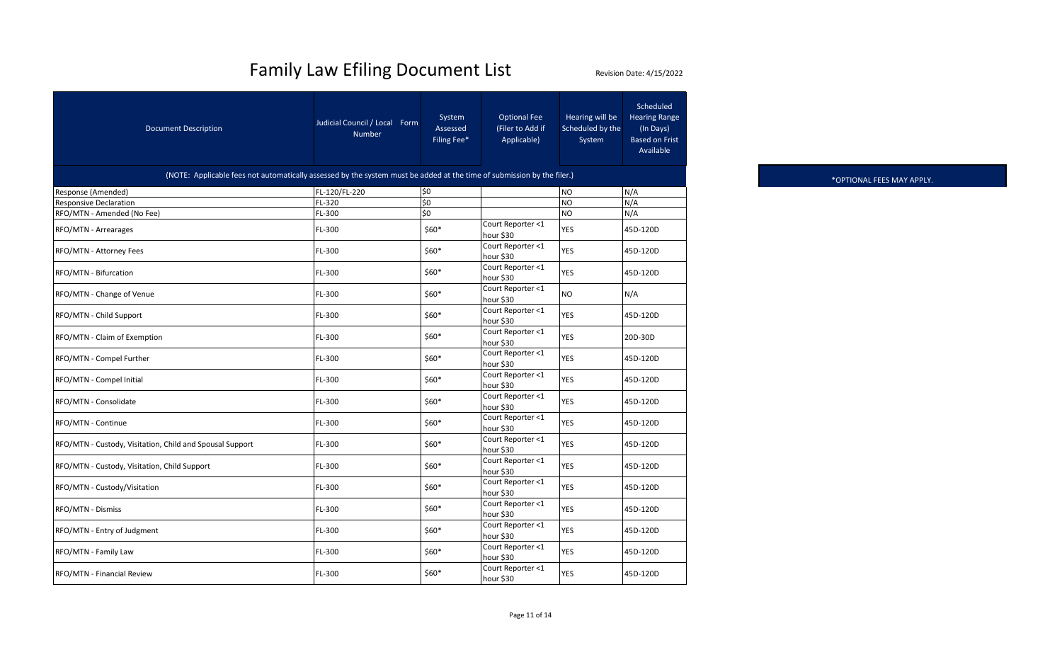# Family Law Efiling Document List

Revision Date: 4/15/2022

| Document Description | Judicial Council / Local Form Number | System Assessed Filing Fee* | Optional Fee (Filer to Add if Applicable) | Hearing will be Scheduled by the System | Scheduled Hearing Range (In Days) Based on Frist Available |
|---|---|---|---|---|---|
| (NOTE: Applicable fees not automatically assessed by the system must be added at the time of submission by the filer.) | | | | | |
| Response (Amended) | FL-120/FL-220 | $0 | | NO | N/A |
| Responsive Declaration | FL-320 | $0 | | NO | N/A |
| RFO/MTN - Amended (No Fee) | FL-300 | $0 | | NO | N/A |
| RFO/MTN - Arrearages | FL-300 | $60* | Court Reporter <1 hour $30 | YES | 45D-120D |
| RFO/MTN - Attorney Fees | FL-300 | $60* | Court Reporter <1 hour $30 | YES | 45D-120D |
| RFO/MTN - Bifurcation | FL-300 | $60* | Court Reporter <1 hour $30 | YES | 45D-120D |
| RFO/MTN - Change of Venue | FL-300 | $60* | Court Reporter <1 hour $30 | NO | N/A |
| RFO/MTN - Child Support | FL-300 | $60* | Court Reporter <1 hour $30 | YES | 45D-120D |
| RFO/MTN - Claim of Exemption | FL-300 | $60* | Court Reporter <1 hour $30 | YES | 20D-30D |
| RFO/MTN - Compel Further | FL-300 | $60* | Court Reporter <1 hour $30 | YES | 45D-120D |
| RFO/MTN - Compel Initial | FL-300 | $60* | Court Reporter <1 hour $30 | YES | 45D-120D |
| RFO/MTN - Consolidate | FL-300 | $60* | Court Reporter <1 hour $30 | YES | 45D-120D |
| RFO/MTN - Continue | FL-300 | $60* | Court Reporter <1 hour $30 | YES | 45D-120D |
| RFO/MTN - Custody, Visitation, Child and Spousal Support | FL-300 | $60* | Court Reporter <1 hour $30 | YES | 45D-120D |
| RFO/MTN - Custody, Visitation, Child Support | FL-300 | $60* | Court Reporter <1 hour $30 | YES | 45D-120D |
| RFO/MTN - Custody/Visitation | FL-300 | $60* | Court Reporter <1 hour $30 | YES | 45D-120D |
| RFO/MTN - Dismiss | FL-300 | $60* | Court Reporter <1 hour $30 | YES | 45D-120D |
| RFO/MTN - Entry of Judgment | FL-300 | $60* | Court Reporter <1 hour $30 | YES | 45D-120D |
| RFO/MTN - Family Law | FL-300 | $60* | Court Reporter <1 hour $30 | YES | 45D-120D |
| RFO/MTN - Financial Review | FL-300 | $60* | Court Reporter <1 hour $30 | YES | 45D-120D |

*OPTIONAL FEES MAY APPLY.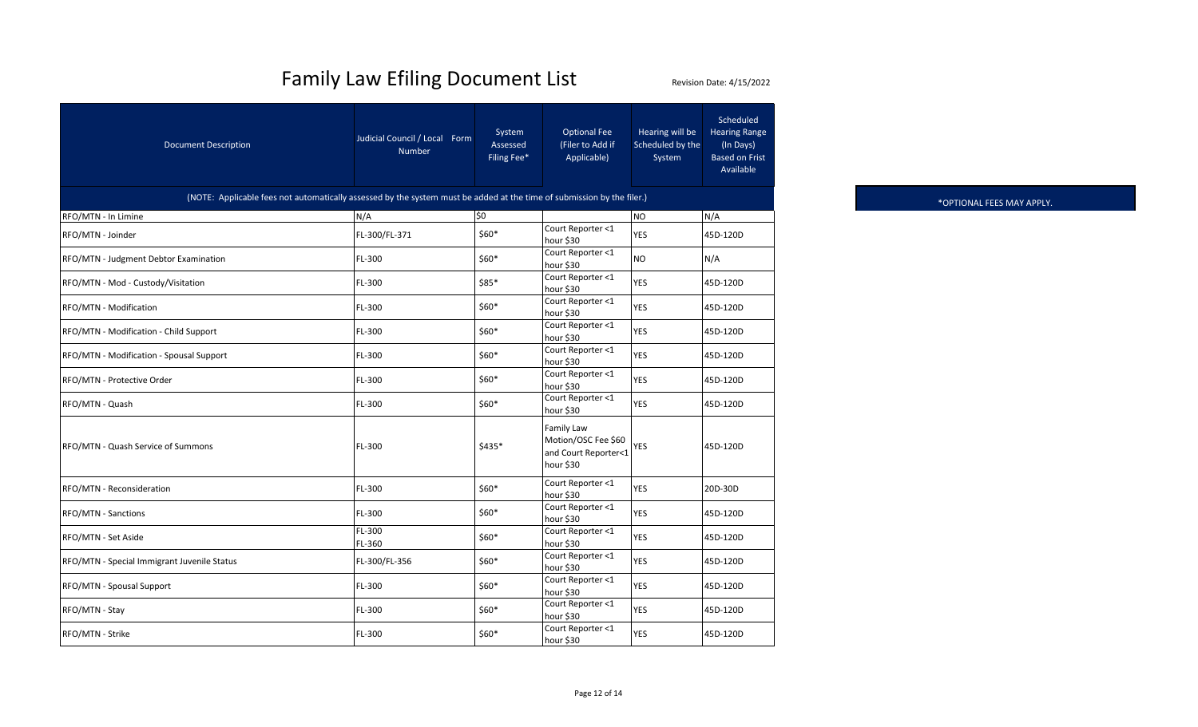# Family Law Efiling Document List

Revision Date: 4/15/2022

| Document Description | Judicial Council / Local Form Number | System Assessed Filing Fee* | Optional Fee (Filer to Add if Applicable) | Hearing will be Scheduled by the System | Scheduled Hearing Range (In Days) Based on Frist Available |
|---|---|---|---|---|---|
| (NOTE: Applicable fees not automatically assessed by the system must be added at the time of submission by the filer.) | | | | | |
| RFO/MTN - In Limine | N/A | $0 | | NO | N/A |
| RFO/MTN - Joinder | FL-300/FL-371 | $60* | Court Reporter <1 hour $30 | YES | 45D-120D |
| RFO/MTN - Judgment Debtor Examination | FL-300 | $60* | Court Reporter <1 hour $30 | NO | N/A |
| RFO/MTN - Mod - Custody/Visitation | FL-300 | $85* | Court Reporter <1 hour $30 | YES | 45D-120D |
| RFO/MTN - Modification | FL-300 | $60* | Court Reporter <1 hour $30 | YES | 45D-120D |
| RFO/MTN - Modification - Child Support | FL-300 | $60* | Court Reporter <1 hour $30 | YES | 45D-120D |
| RFO/MTN - Modification - Spousal Support | FL-300 | $60* | Court Reporter <1 hour $30 | YES | 45D-120D |
| RFO/MTN - Protective Order | FL-300 | $60* | Court Reporter <1 hour $30 | YES | 45D-120D |
| RFO/MTN - Quash | FL-300 | $60* | Court Reporter <1 hour $30 | YES | 45D-120D |
| RFO/MTN - Quash Service of Summons | FL-300 | $435* | Family Law Motion/OSC Fee $60 and Court Reporter<1 hour $30 | YES | 45D-120D |
| RFO/MTN - Reconsideration | FL-300 | $60* | Court Reporter <1 hour $30 | YES | 20D-30D |
| RFO/MTN - Sanctions | FL-300 | $60* | Court Reporter <1 hour $30 | YES | 45D-120D |
| RFO/MTN - Set Aside | FL-300 FL-360 | $60* | Court Reporter <1 hour $30 | YES | 45D-120D |
| RFO/MTN - Special Immigrant Juvenile Status | FL-300/FL-356 | $60* | Court Reporter <1 hour $30 | YES | 45D-120D |
| RFO/MTN - Spousal Support | FL-300 | $60* | Court Reporter <1 hour $30 | YES | 45D-120D |
| RFO/MTN - Stay | FL-300 | $60* | Court Reporter <1 hour $30 | YES | 45D-120D |
| RFO/MTN - Strike | FL-300 | $60* | Court Reporter <1 hour $30 | YES | 45D-120D |

*OPTIONAL FEES MAY APPLY.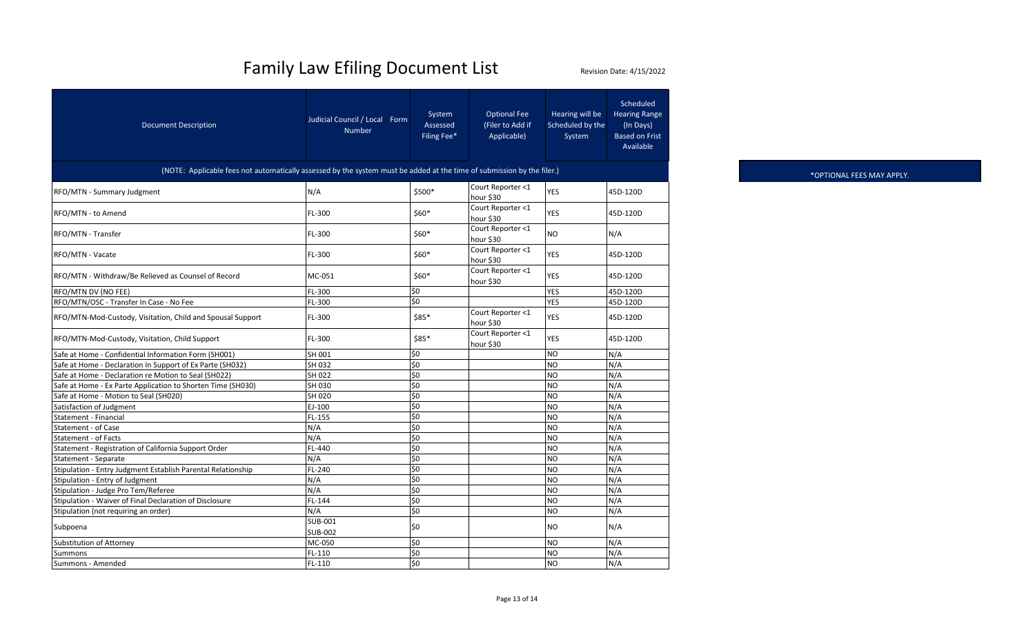# Family Law Efiling Document List

Revision Date: 4/15/2022

| Document Description | Judicial Council / Local Form Number | System Assessed Filing Fee* | Optional Fee (Filer to Add if Applicable) | Hearing will be Scheduled by the System | Scheduled Hearing Range (In Days) Based on Frist Available |
|---|---|---|---|---|---|
| (NOTE: Applicable fees not automatically assessed by the system must be added at the time of submission by the filer.) | | | | | |
| RFO/MTN - Summary Judgment | N/A | $500* | Court Reporter <1 hour $30 | YES | 45D-120D |
| RFO/MTN - to Amend | FL-300 | $60* | Court Reporter <1 hour $30 | YES | 45D-120D |
| RFO/MTN - Transfer | FL-300 | $60* | Court Reporter <1 hour $30 | NO | N/A |
| RFO/MTN - Vacate | FL-300 | $60* | Court Reporter <1 hour $30 | YES | 45D-120D |
| RFO/MTN - Withdraw/Be Relieved as Counsel of Record | MC-051 | $60* | Court Reporter <1 hour $30 | YES | 45D-120D |
| RFO/MTN DV (NO FEE) | FL-300 | $0 | | YES | 45D-120D |
| RFO/MTN/OSC - Transfer In Case - No Fee | FL-300 | $0 | | YES | 45D-120D |
| RFO/MTN-Mod-Custody, Visitation, Child and Spousal Support | FL-300 | $85* | Court Reporter <1 hour $30 | YES | 45D-120D |
| RFO/MTN-Mod-Custody, Visitation, Child Support | FL-300 | $85* | Court Reporter <1 hour $30 | YES | 45D-120D |
| Safe at Home - Confidential Information Form (SH001) | SH 001 | $0 | | NO | N/A |
| Safe at Home - Declaration In Support of Ex Parte (SH032) | SH 032 | $0 | | NO | N/A |
| Safe at Home - Declaration re Motion to Seal (SH022) | SH 022 | $0 | | NO | N/A |
| Safe at Home - Ex Parte Application to Shorten Time (SH030) | SH 030 | $0 | | NO | N/A |
| Safe at Home - Motion to Seal (SH020) | SH 020 | $0 | | NO | N/A |
| Satisfaction of Judgment | EJ-100 | $0 | | NO | N/A |
| Statement - Financial | FL-155 | $0 | | NO | N/A |
| Statement - of Case | N/A | $0 | | NO | N/A |
| Statement - of Facts | N/A | $0 | | NO | N/A |
| Statement - Registration of California Support Order | FL-440 | $0 | | NO | N/A |
| Statement - Separate | N/A | $0 | | NO | N/A |
| Stipulation - Entry Judgment Establish Parental Relationship | FL-240 | $0 | | NO | N/A |
| Stipulation - Entry of Judgment | N/A | $0 | | NO | N/A |
| Stipulation - Judge Pro Tem/Referee | N/A | $0 | | NO | N/A |
| Stipulation - Waiver of Final Declaration of Disclosure | FL-144 | $0 | | NO | N/A |
| Stipulation (not requiring an order) | N/A | $0 | | NO | N/A |
| Subpoena | SUB-001 SUB-002 | $0 | | NO | N/A |
| Substitution of Attorney | MC-050 | $0 | | NO | N/A |
| Summons | FL-110 | $0 | | NO | N/A |
| Summons - Amended | FL-110 | $0 | | NO | N/A |

*OPTIONAL FEES MAY APPLY.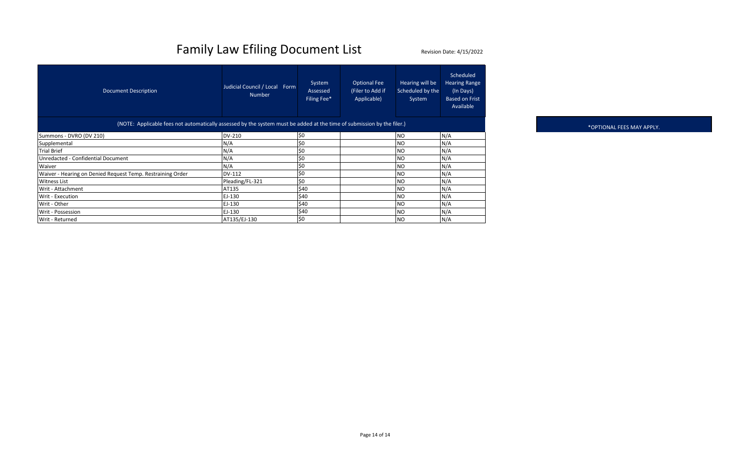# Family Law Efiling Document List

Revision Date: 4/15/2022

| Document Description | Judicial Council / Local Form Number | System Assessed Filing Fee* | Optional Fee (Filer to Add if Applicable) | Hearing will be Scheduled by the System | Scheduled Hearing Range (In Days) Based on Frist Available |
|---|---|---|---|---|---|
| (NOTE: Applicable fees not automatically assessed by the system must be added at the time of submission by the filer.) | | | | | |
| Summons - DVRO (DV 210) | DV-210 | $0 | | NO | N/A |
| Supplemental | N/A | $0 | | NO | N/A |
| Trial Brief | N/A | $0 | | NO | N/A |
| Unredacted - Confidential Document | N/A | $0 | | NO | N/A |
| Waiver | N/A | $0 | | NO | N/A |
| Waiver - Hearing on Denied Request Temp. Restraining Order | DV-112 | $0 | | NO | N/A |
| Witness List | Pleading/FL-321 | $0 | | NO | N/A |
| Writ - Attachment | AT135 | $40 | | NO | N/A |
| Writ - Execution | EJ-130 | $40 | | NO | N/A |
| Writ - Other | EJ-130 | $40 | | NO | N/A |
| Writ - Possession | EJ-130 | $40 | | NO | N/A |
| Writ - Returned | AT135/EJ-130 | $0 | | NO | N/A |

*OPTIONAL FEES MAY APPLY.